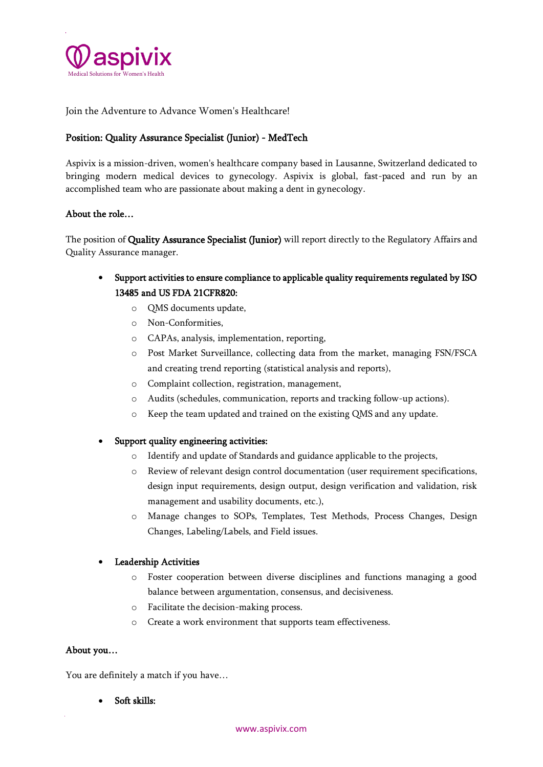aspivix
Medical Solutions for Women's Health

Join the Adventure to Advance Women's Healthcare!

## Position: Quality Assurance Specialist (Junior) - MedTech

Aspivix is a mission-driven, women's healthcare company based in Lausanne, Switzerland dedicated to bringing modern medical devices to gynecology. Aspivix is global, fast-paced and run by an accomplished team who are passionate about making a dent in gynecology.

### About the role…

The position of **Quality Assurance Specialist (Junior)** will report directly to the Regulatory Affairs and Quality Assurance manager.

- **Support activities to ensure compliance to applicable quality requirements regulated by ISO 13485 and US FDA 21CFR820:**
  - QMS documents update,
  - Non-Conformities,
  - CAPAs, analysis, implementation, reporting,
  - Post Market Surveillance, collecting data from the market, managing FSN/FSCA and creating trend reporting (statistical analysis and reports),
  - Complaint collection, registration, management,
  - Audits (schedules, communication, reports and tracking follow-up actions).
  - Keep the team updated and trained on the existing QMS and any update.

- **Support quality engineering activities:**
  - Identify and update of Standards and guidance applicable to the projects,
  - Review of relevant design control documentation (user requirement specifications, design input requirements, design output, design verification and validation, risk management and usability documents, etc.),
  - Manage changes to SOPs, Templates, Test Methods, Process Changes, Design Changes, Labeling/Labels, and Field issues.

- **Leadership Activities**
  - Foster cooperation between diverse disciplines and functions managing a good balance between argumentation, consensus, and decisiveness.
  - Facilitate the decision-making process.
  - Create a work environment that supports team effectiveness.

### About you…

You are definitely a match if you have…

- **Soft skills:**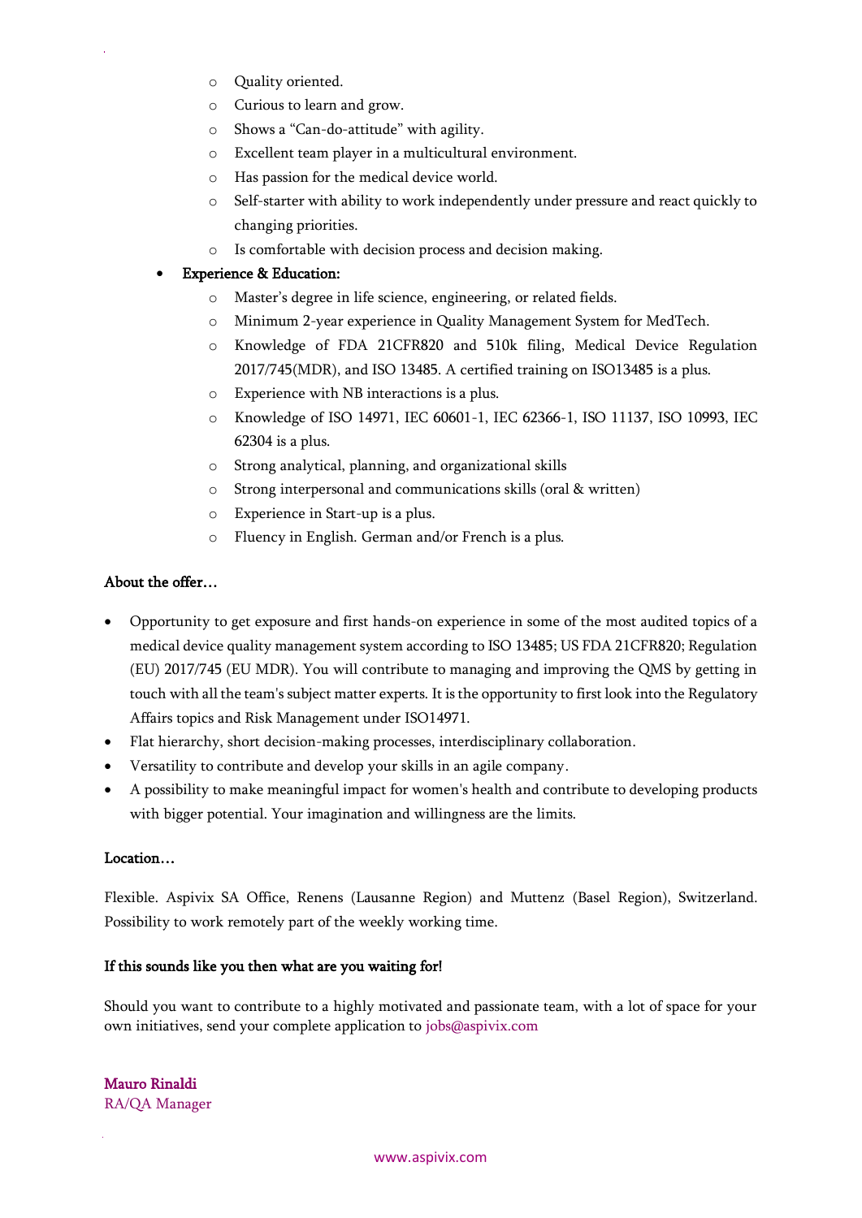- Quality oriented.
   - Curious to learn and grow.
   - Shows a "Can-do-attitude" with agility.
   - Excellent team player in a multicultural environment.
   - Has passion for the medical device world.
   - Self-starter with ability to work independently under pressure and react quickly to changing priorities.
   - Is comfortable with decision process and decision making.

- Experience & Education:
   - Master's degree in life science, engineering, or related fields.
   - Minimum 2-year experience in Quality Management System for MedTech.
   - Knowledge of FDA 21CFR820 and 510k filing, Medical Device Regulation 2017/745(MDR), and ISO 13485. A certified training on ISO13485 is a plus.
   - Experience with NB interactions is a plus.
   - Knowledge of ISO 14971, IEC 60601-1, IEC 62366-1, ISO 11137, ISO 10993, IEC 62304 is a plus.
   - Strong analytical, planning, and organizational skills
   - Strong interpersonal and communications skills (oral & written)
   - Experience in Start-up is a plus.
   - Fluency in English. German and/or French is a plus.

About the offer…

- Opportunity to get exposure and first hands-on experience in some of the most audited topics of a medical device quality management system according to ISO 13485; US FDA 21CFR820; Regulation (EU) 2017/745 (EU MDR). You will contribute to managing and improving the QMS by getting in touch with all the team's subject matter experts. It is the opportunity to first look into the Regulatory Affairs topics and Risk Management under ISO14971.
- Flat hierarchy, short decision-making processes, interdisciplinary collaboration.
- Versatility to contribute and develop your skills in an agile company.
- A possibility to make meaningful impact for women's health and contribute to developing products with bigger potential. Your imagination and willingness are the limits.

Location…

Flexible. Aspivix SA Office, Renens (Lausanne Region) and Muttenz (Basel Region), Switzerland. Possibility to work remotely part of the weekly working time.

**If this sounds like you then what are you waiting for!**

Should you want to contribute to a highly motivated and passionate team, with a lot of space for your own initiatives, send your complete application to jobs@aspivix.com

Mauro Rinaldi
RA/QA Manager

www.aspivix.com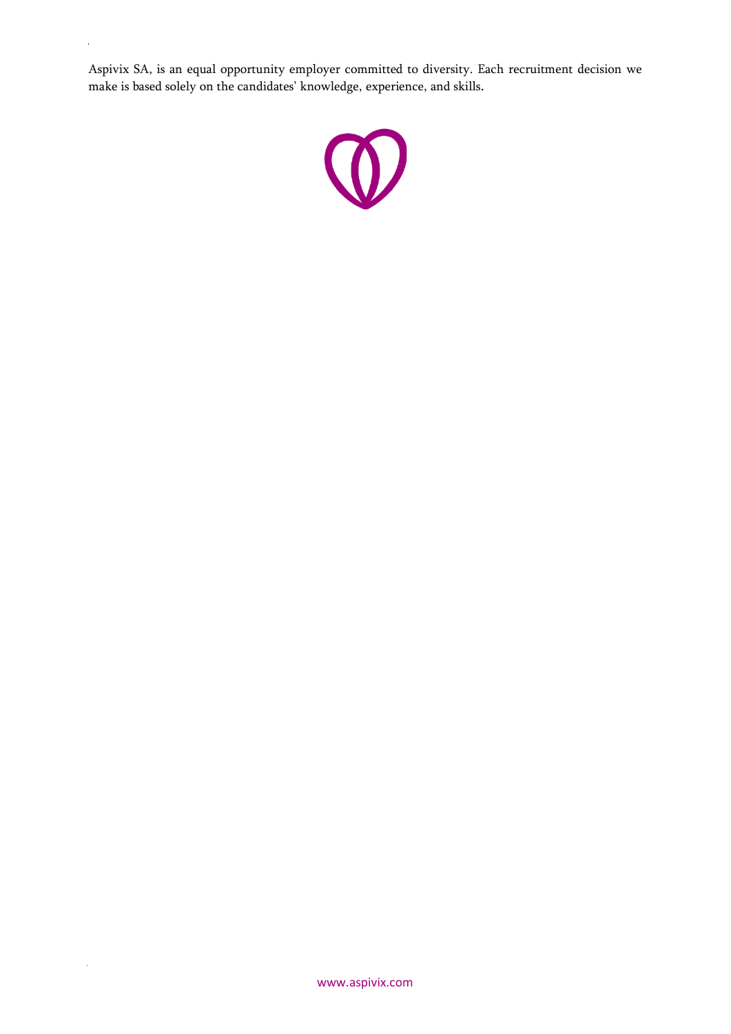Aspivix SA, is an equal opportunity employer committed to diversity. Each recruitment decision we make is based solely on the candidates' knowledge, experience, and skills.

www.aspivix.com